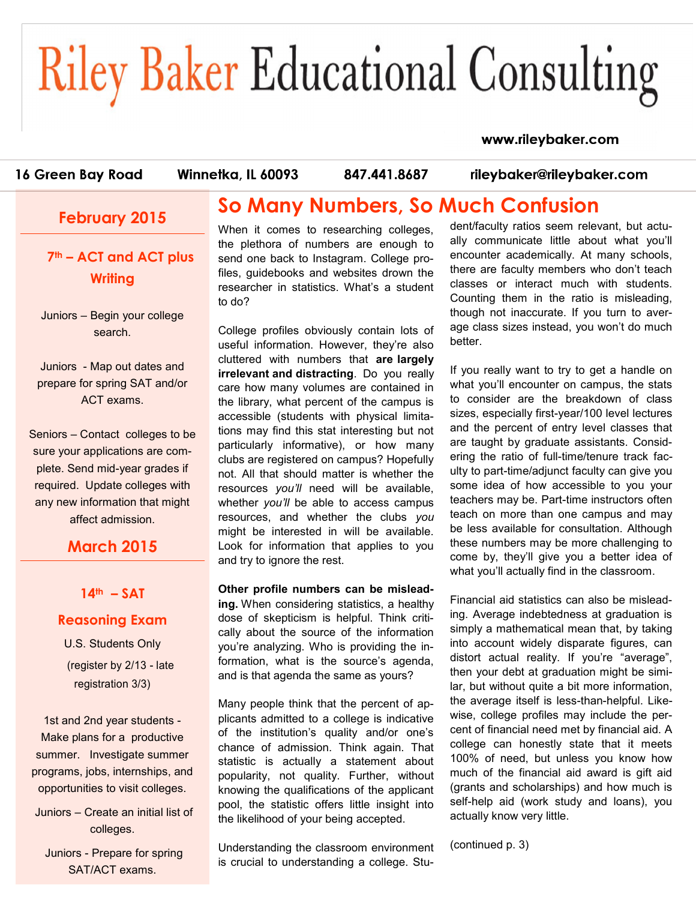# Riley Baker Educational Consulting

www.rileybaker.com

16 Green Bay Road | Winnetka, IL 60093 | 847.441.8687 | rileybaker@rileybaker.com

## February 2015

### 7th – ACT and ACT plus Writing

Juniors – Begin your college search.

Juniors - Map out dates and prepare for spring SAT and/or ACT exams.

Seniors – Contact colleges to be sure your applications are complete. Send mid-year grades if required. Update colleges with any new information that might affect admission.

## March 2015

### 14th – SAT Reasoning Exam

U.S. Students Only

(register by 2/13 - late registration 3/3)

1st and 2nd year students - Make plans for a productive summer. Investigate summer programs, jobs, internships, and opportunities to visit colleges.

Juniors – Create an initial list of colleges.

Juniors - Prepare for spring SAT/ACT exams.

## So Many Numbers, So Much Confusion

When it comes to researching colleges, the plethora of numbers are enough to send one back to Instagram. College profiles, guidebooks and websites drown the researcher in statistics. What's a student to do?

College profiles obviously contain lots of useful information. However, they're also cluttered with numbers that **are largely irrelevant and distracting**. Do you really care how many volumes are contained in the library, what percent of the campus is accessible (students with physical limitations may find this stat interesting but not particularly informative), or how many clubs are registered on campus? Hopefully not. All that should matter is whether the resources *you'll* need will be available, whether *you'll* be able to access campus resources, and whether the clubs *you* might be interested in will be available. Look for information that applies to you and try to ignore the rest.

**Other profile numbers can be misleading.** When considering statistics, a healthy dose of skepticism is helpful. Think critically about the source of the information you're analyzing. Who is providing the information, what is the source's agenda, and is that agenda the same as yours?

Many people think that the percent of applicants admitted to a college is indicative of the institution's quality and/or one's chance of admission. Think again. That statistic is actually a statement about popularity, not quality. Further, without knowing the qualifications of the applicant pool, the statistic offers little insight into the likelihood of your being accepted.

Understanding the classroom environment is crucial to understanding a college. Student/faculty ratios seem relevant, but actually communicate little about what you'll encounter academically. At many schools, there are faculty members who don't teach classes or interact much with students. Counting them in the ratio is misleading, though not inaccurate. If you turn to average class sizes instead, you won't do much better.

If you really want to try to get a handle on what you'll encounter on campus, the stats to consider are the breakdown of class sizes, especially first-year/100 level lectures and the percent of entry level classes that are taught by graduate assistants. Considering the ratio of full-time/tenure track faculty to part-time/adjunct faculty can give you some idea of how accessible to you your teachers may be. Part-time instructors often teach on more than one campus and may be less available for consultation. Although these numbers may be more challenging to come by, they'll give you a better idea of what you'll actually find in the classroom.

Financial aid statistics can also be misleading. Average indebtedness at graduation is simply a mathematical mean that, by taking into account widely disparate figures, can distort actual reality. If you're "average", then your debt at graduation might be similar, but without quite a bit more information, the average itself is less-than-helpful. Likewise, college profiles may include the percent of financial need met by financial aid. A college can honestly state that it meets 100% of need, but unless you know how much of the financial aid award is gift aid (grants and scholarships) and how much is self-help aid (work study and loans), you actually know very little.

(continued p. 3)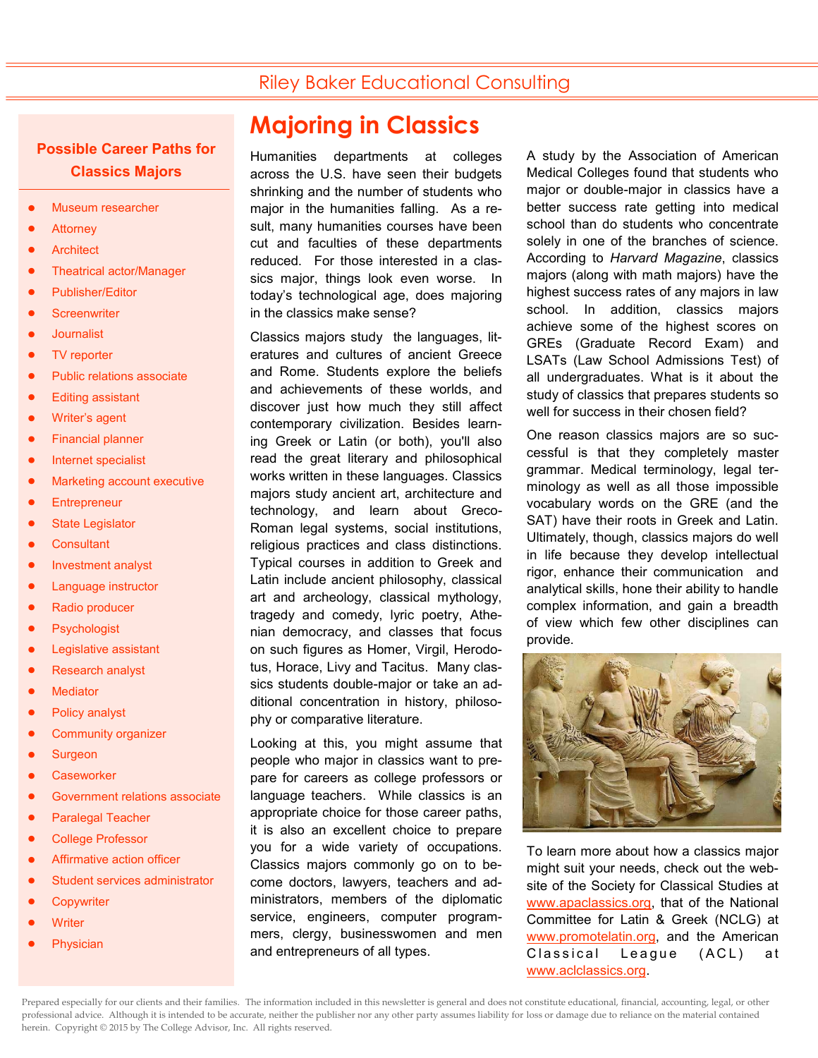Riley Baker Educational Consulting

# Majoring in Classics

Humanities departments at colleges across the U.S. have seen their budgets shrinking and the number of students who major in the humanities falling. As a result, many humanities courses have been cut and faculties of these departments reduced. For those interested in a classics major, things look even worse. In today's technological age, does majoring in the classics make sense?

Classics majors study the languages, literatures and cultures of ancient Greece and Rome. Students explore the beliefs and achievements of these worlds, and discover just how much they still affect contemporary civilization. Besides learning Greek or Latin (or both), you'll also read the great literary and philosophical works written in these languages. Classics majors study ancient art, architecture and technology, and learn about Greco-Roman legal systems, social institutions, religious practices and class distinctions. Typical courses in addition to Greek and Latin include ancient philosophy, classical art and archeology, classical mythology, tragedy and comedy, lyric poetry, Athenian democracy, and classes that focus on such figures as Homer, Virgil, Herodotus, Horace, Livy and Tacitus. Many classics students double-major or take an additional concentration in history, philosophy or comparative literature.

Looking at this, you might assume that people who major in classics want to prepare for careers as college professors or language teachers. While classics is an appropriate choice for those career paths, it is also an excellent choice to prepare you for a wide variety of occupations. Classics majors commonly go on to become doctors, lawyers, teachers and administrators, members of the diplomatic service, engineers, computer programmers, clergy, businesswomen and men and entrepreneurs of all types.

A study by the Association of American Medical Colleges found that students who major or double-major in classics have a better success rate getting into medical school than do students who concentrate solely in one of the branches of science. According to *Harvard Magazine*, classics majors (along with math majors) have the highest success rates of any majors in law school. In addition, classics majors achieve some of the highest scores on GREs (Graduate Record Exam) and LSATs (Law School Admissions Test) of all undergraduates. What is it about the study of classics that prepares students so well for success in their chosen field?

One reason classics majors are so successful is that they completely master grammar. Medical terminology, legal terminology as well as all those impossible vocabulary words on the GRE (and the SAT) have their roots in Greek and Latin. Ultimately, though, classics majors do well in life because they develop intellectual rigor, enhance their communication and analytical skills, hone their ability to handle complex information, and gain a breadth of view which few other disciplines can provide.

To learn more about how a classics major might suit your needs, check out the website of the Society for Classical Studies at www.apaclassics.org, that of the National Committee for Latin & Greek (NCLG) at www.promotelatin.org, and the American Classical League (ACL) at www.aclclassics.org.

## Possible Career Paths for Classics Majors

- Museum researcher
- Attorney
- Architect
- Theatrical actor/Manager
- Publisher/Editor
- Screenwriter
- Journalist
- TV reporter
- Public relations associate
- Editing assistant
- Writer's agent
- Financial planner
- Internet specialist
- Marketing account executive
- Entrepreneur
- State Legislator
- Consultant
- Investment analyst
- Language instructor
- Radio producer
- Psychologist
- Legislative assistant
- Research analyst
- Mediator
- Policy analyst
- Community organizer
- Surgeon
- Caseworker
- Government relations associate
- Paralegal Teacher
- College Professor
- Affirmative action officer
- Student services administrator
- Copywriter
- Writer
- Physician

Prepared especially for our clients and their families. The information included in this newsletter is general and does not constitute educational, financial, accounting, legal, or other professional advice. Although it is intended to be accurate, neither the publisher nor any other party assumes liability for loss or damage due to reliance on the material contained herein. Copyright © 2015 by The College Advisor, Inc. All rights reserved.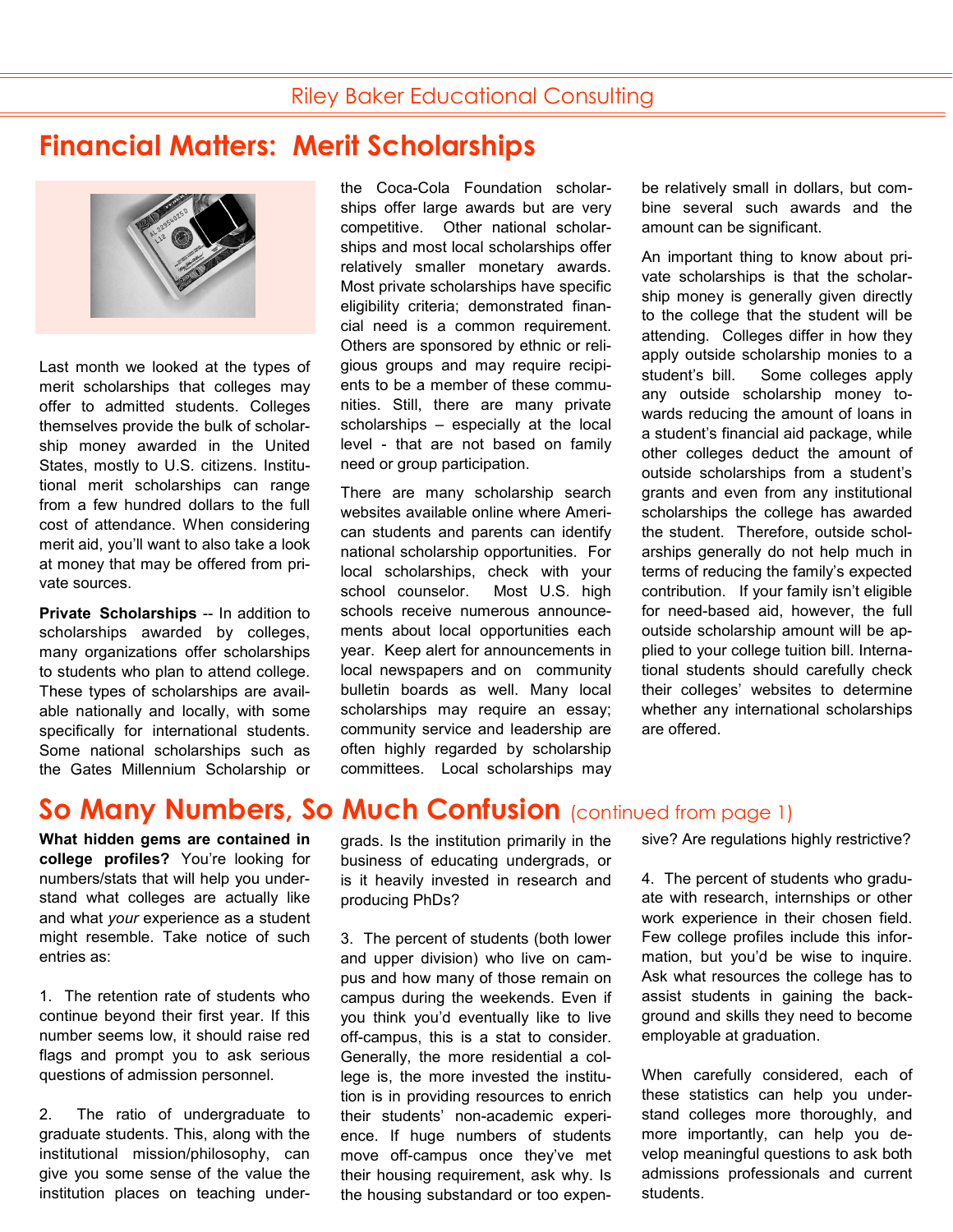Riley Baker Educational Consulting

# Financial Matters: Merit Scholarships

Last month we looked at the types of merit scholarships that colleges may offer to admitted students. Colleges themselves provide the bulk of scholarship money awarded in the United States, mostly to U.S. citizens. Institutional merit scholarships can range from a few hundred dollars to the full cost of attendance. When considering merit aid, you'll want to also take a look at money that may be offered from private sources.

**Private Scholarships** -- In addition to scholarships awarded by colleges, many organizations offer scholarships to students who plan to attend college. These types of scholarships are available nationally and locally, with some specifically for international students. Some national scholarships such as the Gates Millennium Scholarship or the Coca-Cola Foundation scholarships offer large awards but are very competitive. Other national scholarships and most local scholarships offer relatively smaller monetary awards. Most private scholarships have specific eligibility criteria; demonstrated financial need is a common requirement. Others are sponsored by ethnic or religious groups and may require recipients to be a member of these communities. Still, there are many private scholarships – especially at the local level - that are not based on family need or group participation.

There are many scholarship search websites available online where American students and parents can identify national scholarship opportunities. For local scholarships, check with your school counselor. Most U.S. high schools receive numerous announcements about local opportunities each year. Keep alert for announcements in local newspapers and on community bulletin boards as well. Many local scholarships may require an essay; community service and leadership are often highly regarded by scholarship committees. Local scholarships may be relatively small in dollars, but combine several such awards and the amount can be significant.

An important thing to know about private scholarships is that the scholarship money is generally given directly to the college that the student will be attending. Colleges differ in how they apply outside scholarship monies to a student's bill. Some colleges apply any outside scholarship money towards reducing the amount of loans in a student's financial aid package, while other colleges deduct the amount of outside scholarships from a student's grants and even from any institutional scholarships the college has awarded the student. Therefore, outside scholarships generally do not help much in terms of reducing the family's expected contribution. If your family isn't eligible for need-based aid, however, the full outside scholarship amount will be applied to your college tuition bill. International students should carefully check their colleges' websites to determine whether any international scholarships are offered.

# So Many Numbers, So Much Confusion (continued from page 1)

**What hidden gems are contained in college profiles?** You're looking for numbers/stats that will help you understand what colleges are actually like and what *your* experience as a student might resemble. Take notice of such entries as:

1. The retention rate of students who continue beyond their first year. If this number seems low, it should raise red flags and prompt you to ask serious questions of admission personnel.

2. The ratio of undergraduate to graduate students. This, along with the institutional mission/philosophy, can give you some sense of the value the institution places on teaching undergrads. Is the institution primarily in the business of educating undergrads, or is it heavily invested in research and producing PhDs?

3. The percent of students (both lower and upper division) who live on campus and how many of those remain on campus during the weekends. Even if you think you'd eventually like to live off-campus, this is a stat to consider. Generally, the more residential a college is, the more invested the institution is in providing resources to enrich their students' non-academic experience. If huge numbers of students move off-campus once they've met their housing requirement, ask why. Is the housing substandard or too expensive? Are regulations highly restrictive?

4. The percent of students who graduate with research, internships or other work experience in their chosen field. Few college profiles include this information, but you'd be wise to inquire. Ask what resources the college has to assist students in gaining the background and skills they need to become employable at graduation.

When carefully considered, each of these statistics can help you understand colleges more thoroughly, and more importantly, can help you develop meaningful questions to ask both admissions professionals and current students.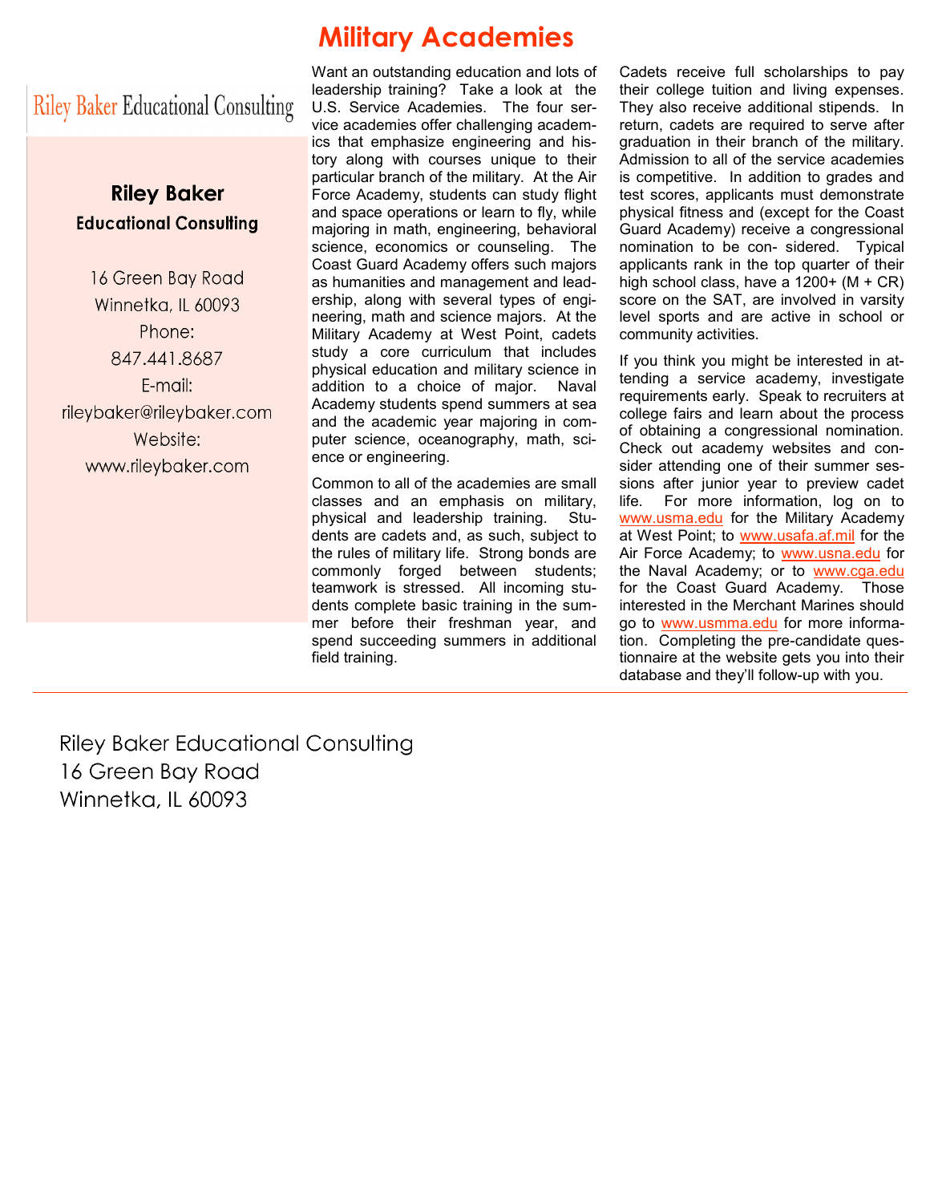# Military Academies

Riley Baker Educational Consulting

**Riley Baker**

**Educational Consulting**

16 Green Bay Road
Winnetka, IL 60093
Phone:
847.441.8687
E-mail:
rileybaker@rileybaker.com
Website:
www.rileybaker.com

Want an outstanding education and lots of leadership training? Take a look at the U.S. Service Academies. The four service academies offer challenging academics that emphasize engineering and history along with courses unique to their particular branch of the military. At the Air Force Academy, students can study flight and space operations or learn to fly, while majoring in math, engineering, behavioral science, economics or counseling. The Coast Guard Academy offers such majors as humanities and management and leadership, along with several types of engineering, math and science majors. At the Military Academy at West Point, cadets study a core curriculum that includes physical education and military science in addition to a choice of major. Naval Academy students spend summers at sea and the academic year majoring in computer science, oceanography, math, science or engineering.

Common to all of the academies are small classes and an emphasis on military, physical and leadership training. Students are cadets and, as such, subject to the rules of military life. Strong bonds are commonly forged between students; teamwork is stressed. All incoming students complete basic training in the summer before their freshman year, and spend succeeding summers in additional field training.

Cadets receive full scholarships to pay their college tuition and living expenses. They also receive additional stipends. In return, cadets are required to serve after graduation in their branch of the military. Admission to all of the service academies is competitive. In addition to grades and test scores, applicants must demonstrate physical fitness and (except for the Coast Guard Academy) receive a congressional nomination to be con- sidered. Typical applicants rank in the top quarter of their high school class, have a 1200+ (M + CR) score on the SAT, are involved in varsity level sports and are active in school or community activities.

If you think you might be interested in attending a service academy, investigate requirements early. Speak to recruiters at college fairs and learn about the process of obtaining a congressional nomination. Check out academy websites and consider attending one of their summer sessions after junior year to preview cadet life. For more information, log on to www.usma.edu for the Military Academy at West Point; to www.usafa.af.mil for the Air Force Academy; to www.usna.edu for the Naval Academy; or to www.cga.edu for the Coast Guard Academy. Those interested in the Merchant Marines should go to www.usmma.edu for more information. Completing the pre-candidate questionnaire at the website gets you into their database and they'll follow-up with you.

---

Riley Baker Educational Consulting
16 Green Bay Road
Winnetka, IL 60093